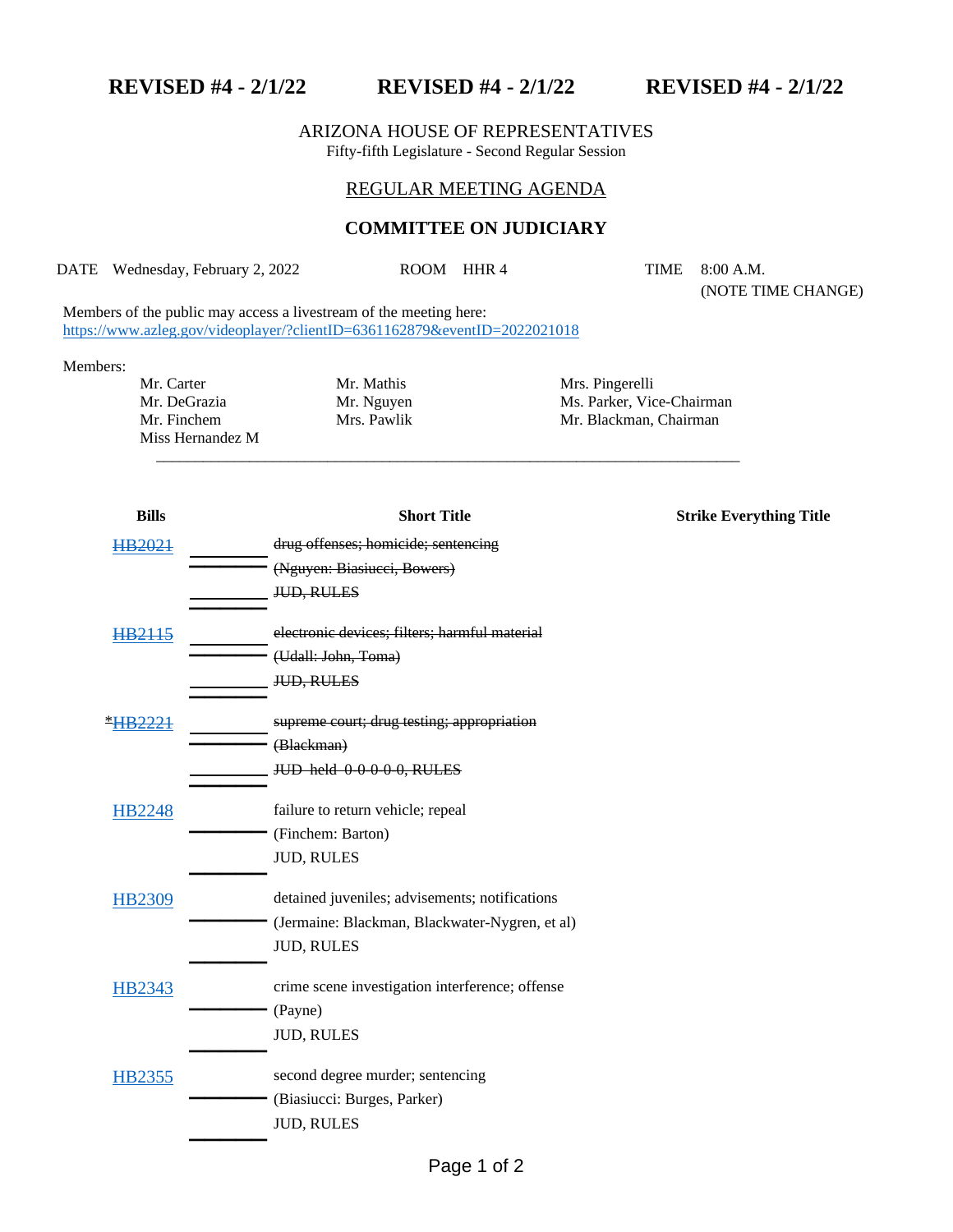**REVISED #4 - 2/1/22 REVISED #4 - 2/1/22 REVISED #4 - 2/1/22**

ARIZONA HOUSE OF REPRESENTATIVES
Fifty-fifth Legislature - Second Regular Session

REGULAR MEETING AGENDA

## COMMITTEE ON JUDICIARY

DATE Wednesday, February 2, 2022 ROOM HHR 4 TIME 8:00 A.M. (NOTE TIME CHANGE)

Members of the public may access a livestream of the meeting here:
https://www.azleg.gov/videoplayer/?clientID=6361162879&eventID=2022021018

Members:

| | | |
|---|---|---|
| Mr. Carter | Mr. Mathis | Mrs. Pingerelli |
| Mr. DeGrazia | Mr. Nguyen | Ms. Parker, Vice-Chairman |
| Mr. Finchem | Mrs. Pawlik | Mr. Blackman, Chairman |
| Miss Hernandez M | | |

| Bills | Short Title | Strike Everything Title |
|---|---|---|
| ~~HB2021~~ | ~~drug offenses; homicide; sentencing~~ ~~(Nguyen: Biasiucci, Bowers)~~ ~~JUD, RULES~~ | |
| ~~HB2115~~ | ~~electronic devices; filters; harmful material~~ ~~(Udall: John, Toma)~~ ~~JUD, RULES~~ | |
| *~~HB2221~~ | ~~supreme court; drug testing; appropriation~~ ~~(Blackman)~~ ~~JUD held 0-0-0-0-0, RULES~~ | |
| HB2248 | failure to return vehicle; repeal (Finchem: Barton) JUD, RULES | |
| HB2309 | detained juveniles; advisements; notifications (Jermaine: Blackman, Blackwater-Nygren, et al) JUD, RULES | |
| HB2343 | crime scene investigation interference; offense (Payne) JUD, RULES | |
| HB2355 | second degree murder; sentencing (Biasiucci: Burges, Parker) JUD, RULES | |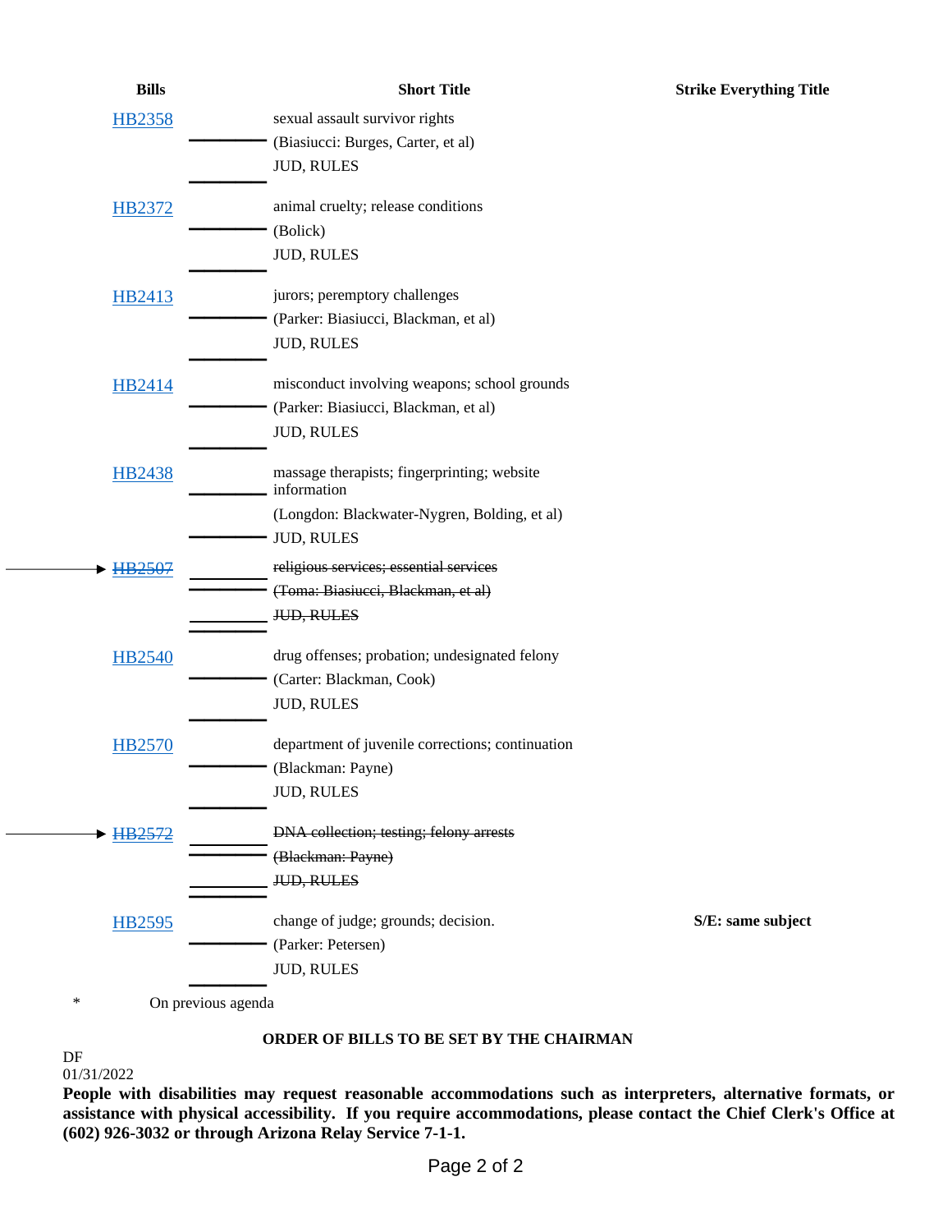| Bills | Short Title | Strike Everything Title |
| --- | --- | --- |
| HB2358 | sexual assault survivor rights<br>(Biasiucci: Burges, Carter, et al)<br>JUD, RULES | |
| HB2372 | animal cruelty; release conditions<br>(Bolick)<br>JUD, RULES | |
| HB2413 | jurors; peremptory challenges<br>(Parker: Biasiucci, Blackman, et al)<br>JUD, RULES | |
| HB2414 | misconduct involving weapons; school grounds<br>(Parker: Biasiucci, Blackman, et al)<br>JUD, RULES | |
| HB2438 | massage therapists; fingerprinting; website information<br>(Longdon: Blackwater-Nygren, Bolding, et al)<br>JUD, RULES | |
| → ~~HB2507~~ | ~~religious services; essential services~~<br>~~(Toma: Biasiucci, Blackman, et al)~~<br>~~JUD, RULES~~ | |
| HB2540 | drug offenses; probation; undesignated felony<br>(Carter: Blackman, Cook)<br>JUD, RULES | |
| HB2570 | department of juvenile corrections; continuation<br>(Blackman: Payne)<br>JUD, RULES | |
| → ~~HB2572~~ | ~~DNA collection; testing; felony arrests~~<br>~~(Blackman: Payne)~~<br>~~JUD, RULES~~ | |
| HB2595 | change of judge; grounds; decision.<br>(Parker: Petersen)<br>JUD, RULES | **S/E: same subject** |

\* On previous agenda

**ORDER OF BILLS TO BE SET BY THE CHAIRMAN**

DF
01/31/2022

**People with disabilities may request reasonable accommodations such as interpreters, alternative formats, or assistance with physical accessibility. If you require accommodations, please contact the Chief Clerk's Office at (602) 926-3032 or through Arizona Relay Service 7-1-1.**